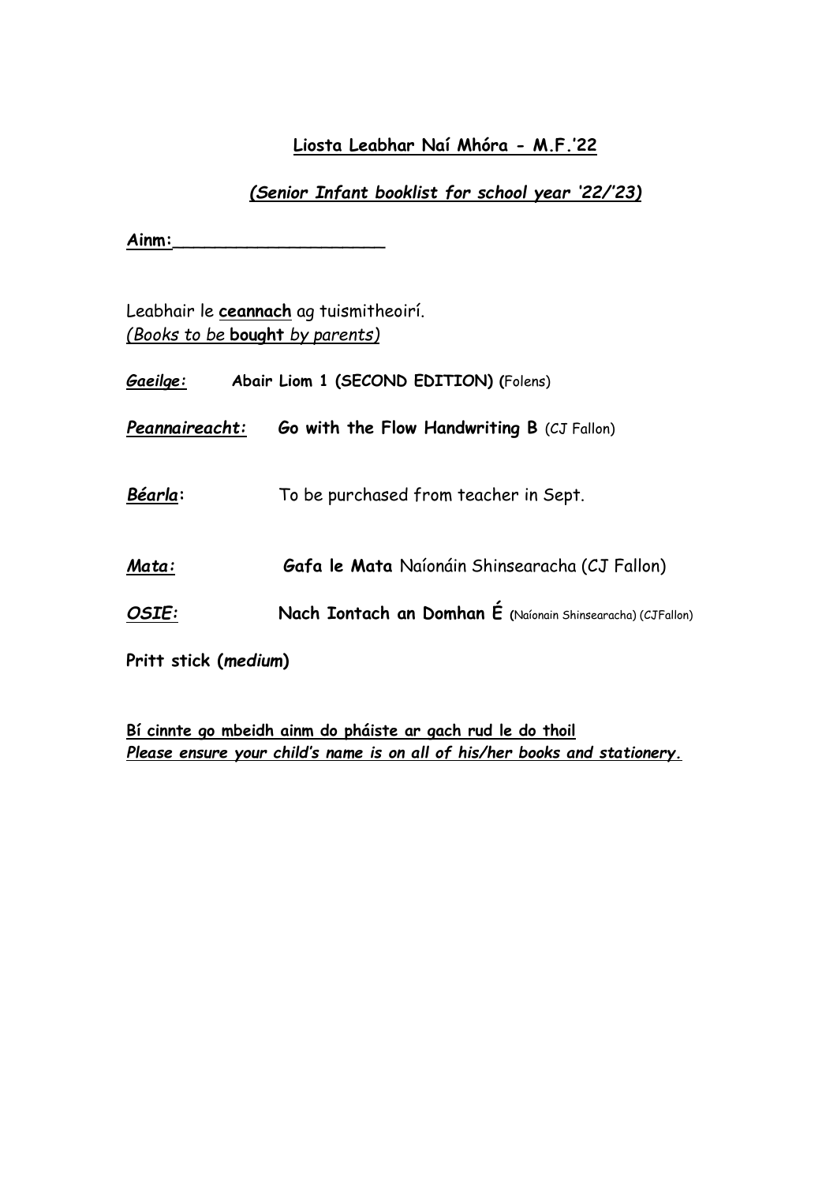# <u>Liosta Leabhar Naí Mhóra - M.F.'22</u>

***<u>(Senior Infant booklist for school year '22/'23)</u>***

**Ainm:____________________**

Leabhair le **<u>ceannach</u>** ag tuismitheoirí.
*<u>(Books to be **bought** by parents)</u>*

***<u>Gaeilge:</u>*** **Abair Liom 1 (SECOND EDITION)** (Folens)

***<u>Peannaireacht:</u>*** **Go with the Flow Handwriting B** (CJ Fallon)

***<u>Béarla</u>*:** To be purchased from teacher in Sept.

***<u>Mata:</u>*** **Gafa le Mata** Naíonáin Shinsearacha (CJ Fallon)

***<u>OSIE:</u>*** **Nach Iontach an Domhan É** (Naíonain Shinsearacha) (CJFallon)

**Pritt stick (*medium*)**

**<u>Bí cinnte go mbeidh ainm do pháiste ar gach rud le do thoil</u>**
***<u>Please ensure your child's name is on all of his/her books and stationery.</u>***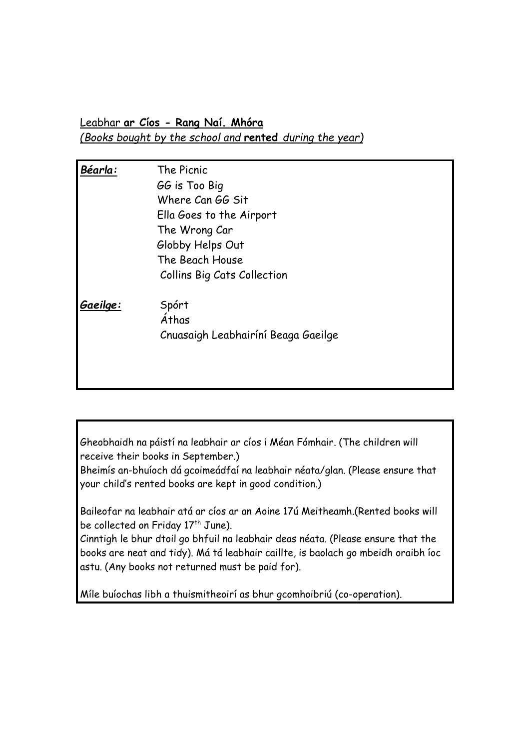Leabhar **ar Cíos - Rang Naí. Mhóra**

*(Books bought by the school and **rented** during the year)*

| | |
|---|---|
| ***Béarla:*** | The Picnic<br>GG is Too Big<br>Where Can GG Sit<br>Ella Goes to the Airport<br>The Wrong Car<br>Globby Helps Out<br>The Beach House<br>Collins Big Cats Collection |
| ***Gaeilge:*** | Spórt<br>Áthas<br>Cnuasaigh Leabhairíní Beaga Gaeilge |

Gheobhaidh na páistí na leabhair ar cíos i Méan Fómhair. (The children will receive their books in September.)
Bheimís an-bhuíoch dá gcoimeádfaí na leabhair néata/glan. (Please ensure that your child's rented books are kept in good condition.)

Baileofar na leabhair atá ar cíos ar an Aoine 17ú Meitheamh.(Rented books will be collected on Friday 17th June).
Cinntigh le bhur dtoil go bhfuil na leabhair deas néata. (Please ensure that the books are neat and tidy). Má tá leabhair caillte, is baolach go mbeidh oraibh íoc astu. (Any books not returned must be paid for).

Míle buíochas libh a thuismitheoirí as bhur gcomhoibriú (co-operation).